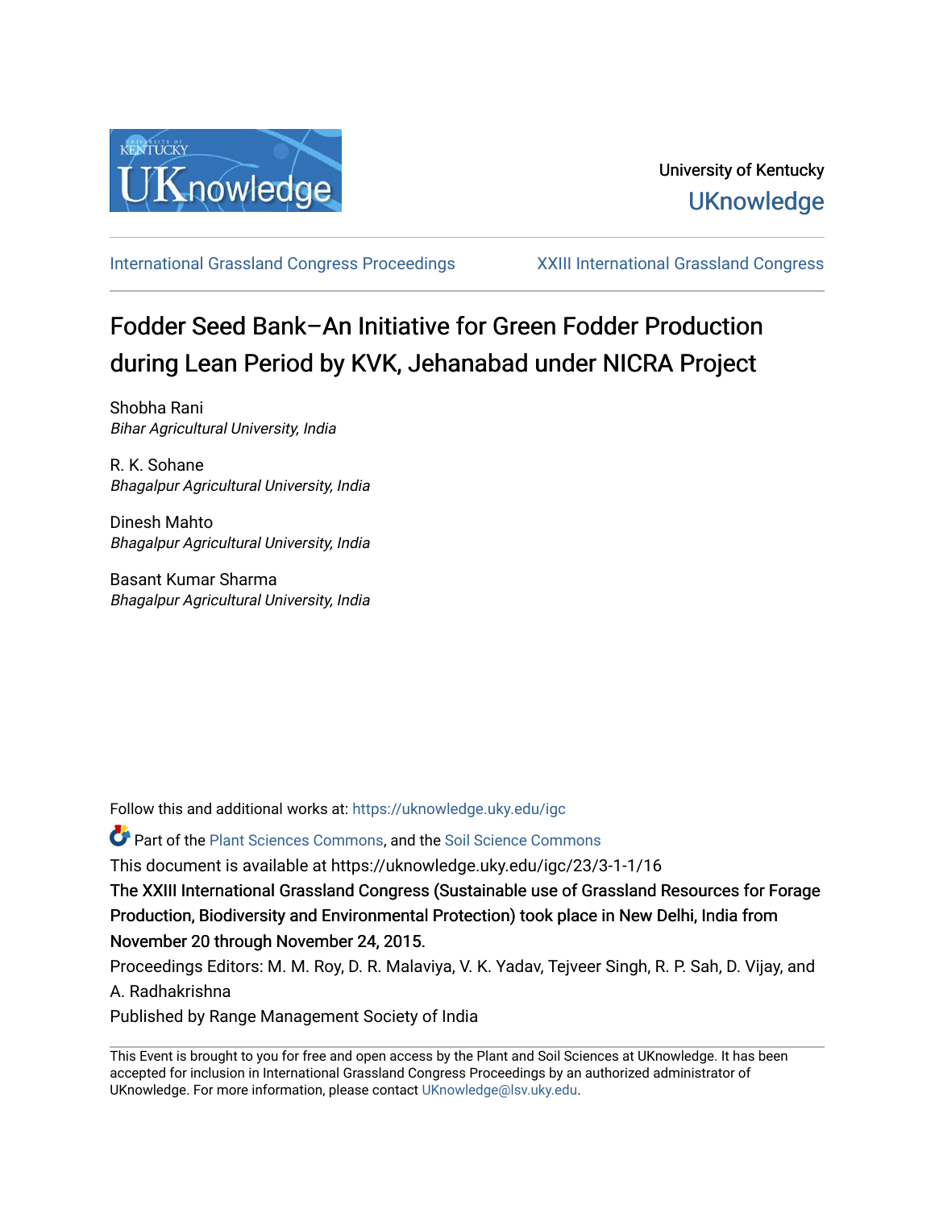University of Kentucky

UKnowledge

International Grassland Congress Proceedings | XXIII International Grassland Congress

# Fodder Seed Bank–An Initiative for Green Fodder Production during Lean Period by KVK, Jehanabad under NICRA Project

Shobha Rani
*Bihar Agricultural University, India*

R. K. Sohane
*Bhagalpur Agricultural University, India*

Dinesh Mahto
*Bhagalpur Agricultural University, India*

Basant Kumar Sharma
*Bhagalpur Agricultural University, India*

Follow this and additional works at: https://uknowledge.uky.edu/igc

Part of the Plant Sciences Commons, and the Soil Science Commons

This document is available at https://uknowledge.uky.edu/igc/23/3-1-1/16

The XXIII International Grassland Congress (Sustainable use of Grassland Resources for Forage Production, Biodiversity and Environmental Protection) took place in New Delhi, India from November 20 through November 24, 2015.

Proceedings Editors: M. M. Roy, D. R. Malaviya, V. K. Yadav, Tejveer Singh, R. P. Sah, D. Vijay, and A. Radhakrishna

Published by Range Management Society of India

This Event is brought to you for free and open access by the Plant and Soil Sciences at UKnowledge. It has been accepted for inclusion in International Grassland Congress Proceedings by an authorized administrator of UKnowledge. For more information, please contact UKnowledge@lsv.uky.edu.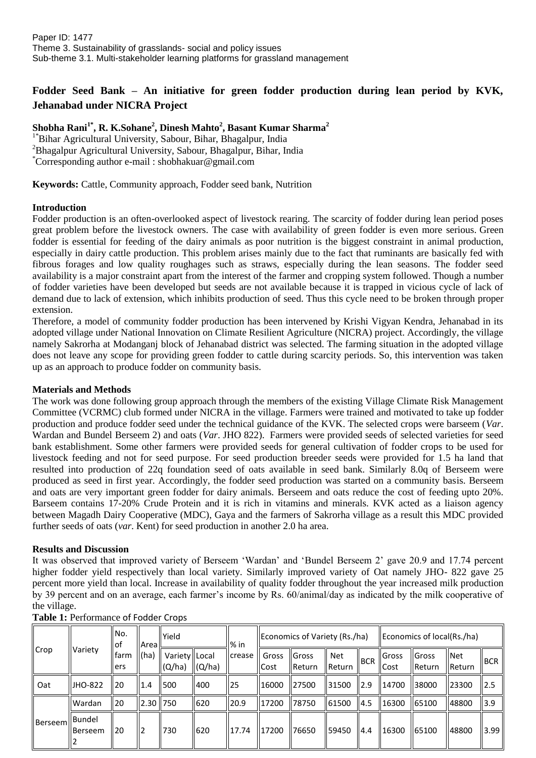Paper ID: 1477
Theme 3. Sustainability of grasslands- social and policy issues
Sub-theme 3.1. Multi-stakeholder learning platforms for grassland management

# Fodder Seed Bank – An initiative for green fodder production during lean period by KVK, Jehanabad under NICRA Project

**Shobha Rani[1*], R. K.Sohane[2], Dinesh Mahto[2], Basant Kumar Sharma[2]**

[1*]Bihar Agricultural University, Sabour, Bihar, Bhagalpur, India
[2]Bhagalpur Agricultural University, Sabour, Bhagalpur, Bihar, India
[*]Corresponding author e-mail : shobhakuar@gmail.com

**Keywords:** Cattle, Community approach, Fodder seed bank, Nutrition

## Introduction

Fodder production is an often-overlooked aspect of livestock rearing. The scarcity of fodder during lean period poses great problem before the livestock owners. The case with availability of green fodder is even more serious. Green fodder is essential for feeding of the dairy animals as poor nutrition is the biggest constraint in animal production, especially in dairy cattle production. This problem arises mainly due to the fact that ruminants are basically fed with fibrous forages and low quality roughages such as straws, especially during the lean seasons. The fodder seed availability is a major constraint apart from the interest of the farmer and cropping system followed. Though a number of fodder varieties have been developed but seeds are not available because it is trapped in vicious cycle of lack of demand due to lack of extension, which inhibits production of seed. Thus this cycle need to be broken through proper extension.

Therefore, a model of community fodder production has been intervened by Krishi Vigyan Kendra, Jehanabad in its adopted village under National Innovation on Climate Resilient Agriculture (NICRA) project. Accordingly, the village namely Sakrorha at Modanganj block of Jehanabad district was selected. The farming situation in the adopted village does not leave any scope for providing green fodder to cattle during scarcity periods. So, this intervention was taken up as an approach to produce fodder on community basis.

## Materials and Methods

The work was done following group approach through the members of the existing Village Climate Risk Management Committee (VCRMC) club formed under NICRA in the village. Farmers were trained and motivated to take up fodder production and produce fodder seed under the technical guidance of the KVK. The selected crops were barseem (*Var*. Wardan and Bundel Berseem 2) and oats (*Var*. JHO 822). Farmers were provided seeds of selected varieties for seed bank establishment. Some other farmers were provided seeds for general cultivation of fodder crops to be used for livestock feeding and not for seed purpose. For seed production breeder seeds were provided for 1.5 ha land that resulted into production of 22q foundation seed of oats available in seed bank. Similarly 8.0q of Berseem were produced as seed in first year. Accordingly, the fodder seed production was started on a community basis. Berseem and oats are very important green fodder for dairy animals. Berseem and oats reduce the cost of feeding upto 20%. Barseem contains 17-20% Crude Protein and it is rich in vitamins and minerals. KVK acted as a liaison agency between Magadh Dairy Cooperative (MDC), Gaya and the farmers of Sakrorha village as a result this MDC provided further seeds of oats (*var*. Kent) for seed production in another 2.0 ha area.

## Results and Discussion

It was observed that improved variety of Berseem 'Wardan' and 'Bundel Berseem 2' gave 20.9 and 17.74 percent higher fodder yield respectively than local variety. Similarly improved variety of Oat namely JHO- 822 gave 25 percent more yield than local. Increase in availability of quality fodder throughout the year increased milk production by 39 percent and on an average, each farmer's income by Rs. 60/animal/day as indicated by the milk cooperative of the village.

**Table 1:** Performance of Fodder Crops

| Crop | Variety | No. of farmers | Area (ha) | Yield | | % in crease | Economics of Variety (Rs./ha) | | | | Economics of local(Rs./ha) | | | |
|---|---|---|---|---|---|---|---|---|---|---|---|---|---|---|
| | | | | Variety (Q/ha) | Local (Q/ha) | | Gross Cost | Gross Return | Net Return | BCR | Gross Cost | Gross Return | Net Return | BCR |
| Oat | JHO-822 | 20 | 1.4 | 500 | 400 | 25 | 16000 | 27500 | 31500 | 2.9 | 14700 | 38000 | 23300 | 2.5 |
| Berseem | Wardan | 20 | 2.30 | 750 | 620 | 20.9 | 17200 | 78750 | 61500 | 4.5 | 16300 | 65100 | 48800 | 3.9 |
| | Bundel Berseem 2 | 20 | 2 | 730 | 620 | 17.74 | 17200 | 76650 | 59450 | 4.4 | 16300 | 65100 | 48800 | 3.99 |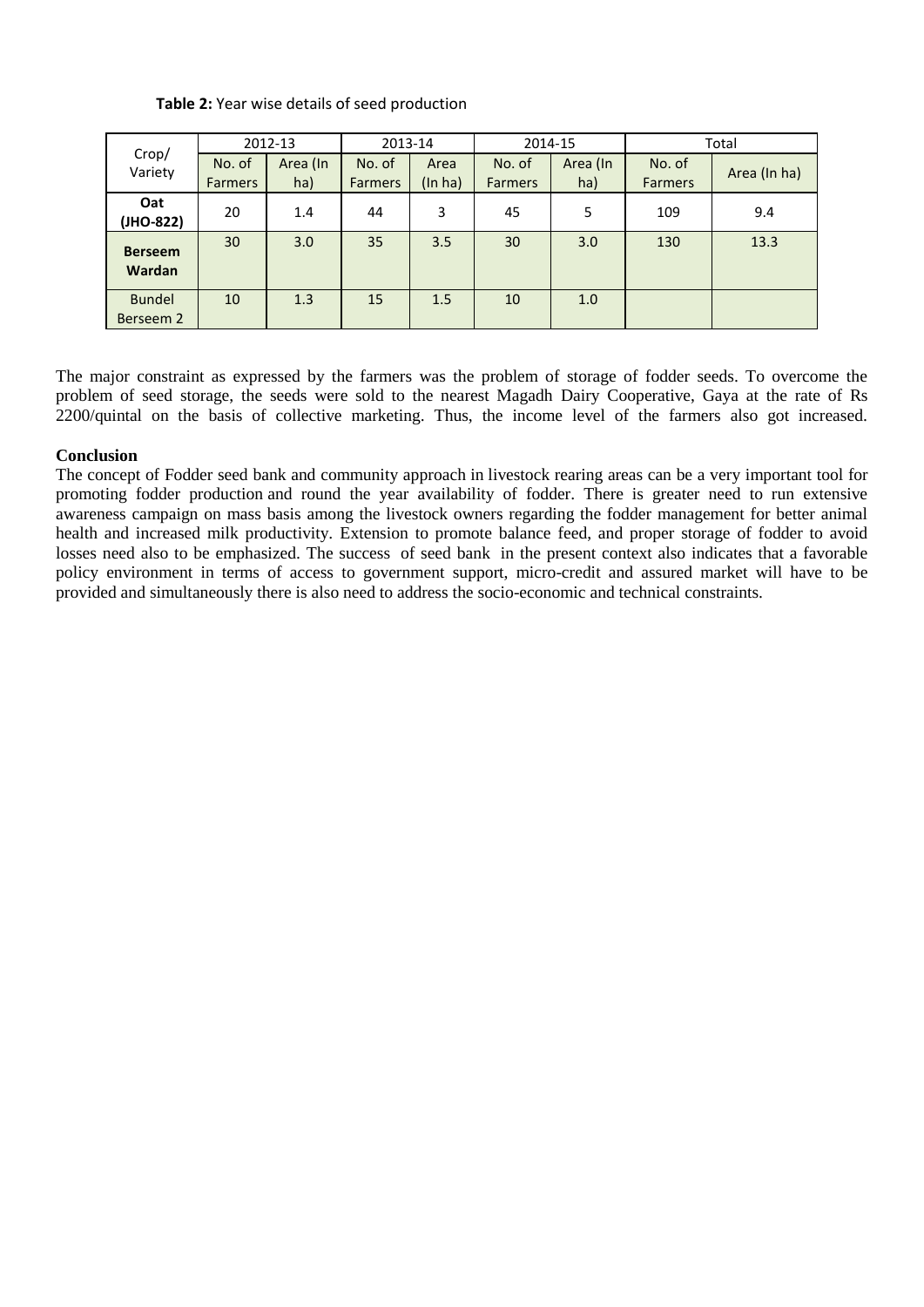**Table 2:** Year wise details of seed production

| Crop/ Variety | 2012-13 | | 2013-14 | | 2014-15 | | Total | |
|---|---|---|---|---|---|---|---|---|
| | No. of Farmers | Area (In ha) | No. of Farmers | Area (In ha) | No. of Farmers | Area (In ha) | No. of Farmers | Area (In ha) |
| **Oat (JHO-822)** | 20 | 1.4 | 44 | 3 | 45 | 5 | 109 | 9.4 |
| **Berseem Wardan** | 30 | 3.0 | 35 | 3.5 | 30 | 3.0 | 130 | 13.3 |
| Bundel Berseem 2 | 10 | 1.3 | 15 | 1.5 | 10 | 1.0 | | |

The major constraint as expressed by the farmers was the problem of storage of fodder seeds. To overcome the problem of seed storage, the seeds were sold to the nearest Magadh Dairy Cooperative, Gaya at the rate of Rs 2200/quintal on the basis of collective marketing. Thus, the income level of the farmers also got increased.

**Conclusion**

The concept of Fodder seed bank and community approach in livestock rearing areas can be a very important tool for promoting fodder production and round the year availability of fodder. There is greater need to run extensive awareness campaign on mass basis among the livestock owners regarding the fodder management for better animal health and increased milk productivity. Extension to promote balance feed, and proper storage of fodder to avoid losses need also to be emphasized. The success of seed bank in the present context also indicates that a favorable policy environment in terms of access to government support, micro-credit and assured market will have to be provided and simultaneously there is also need to address the socio-economic and technical constraints.